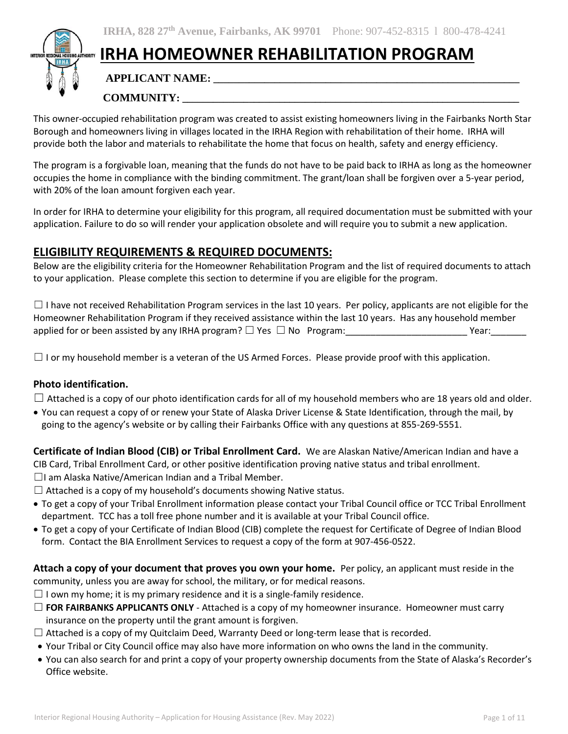IRHA, 828 27th Avenue, Fairbanks, AK 99701 Phone: 907-452-8315 l 800-478-4241

# IRHA HOMEOWNER REHABILITATION PROGRAM

**APPLICANT NAME:** ___________________________________________________________

**COMMUNITY:** ______________________________________________________________

This owner-occupied rehabilitation program was created to assist existing homeowners living in the Fairbanks North Star Borough and homeowners living in villages located in the IRHA Region with rehabilitation of their home. IRHA will provide both the labor and materials to rehabilitate the home that focus on health, safety and energy efficiency.

The program is a forgivable loan, meaning that the funds do not have to be paid back to IRHA as long as the homeowner occupies the home in compliance with the binding commitment. The grant/loan shall be forgiven over a 5-year period, with 20% of the loan amount forgiven each year.

In order for IRHA to determine your eligibility for this program, all required documentation must be submitted with your application. Failure to do so will render your application obsolete and will require you to submit a new application.

## ELIGIBILITY REQUIREMENTS & REQUIRED DOCUMENTS:

Below are the eligibility criteria for the Homeowner Rehabilitation Program and the list of required documents to attach to your application. Please complete this section to determine if you are eligible for the program.

☐ I have not received Rehabilitation Program services in the last 10 years. Per policy, applicants are not eligible for the Homeowner Rehabilitation Program if they received assistance within the last 10 years. Has any household member applied for or been assisted by any IRHA program? ☐ Yes ☐ No Program:________________________ Year:_______

☐ I or my household member is a veteran of the US Armed Forces. Please provide proof with this application.

### Photo identification.

☐ Attached is a copy of our photo identification cards for all of my household members who are 18 years old and older.

- You can request a copy of or renew your State of Alaska Driver License & State Identification, through the mail, by going to the agency's website or by calling their Fairbanks Office with any questions at 855-269-5551.

**Certificate of Indian Blood (CIB) or Tribal Enrollment Card.** We are Alaskan Native/American Indian and have a CIB Card, Tribal Enrollment Card, or other positive identification proving native status and tribal enrollment.

☐I am Alaska Native/American Indian and a Tribal Member.

☐ Attached is a copy of my household's documents showing Native status.

- To get a copy of your Tribal Enrollment information please contact your Tribal Council office or TCC Tribal Enrollment department. TCC has a toll free phone number and it is available at your Tribal Council office.
- To get a copy of your Certificate of Indian Blood (CIB) complete the request for Certificate of Degree of Indian Blood form. Contact the BIA Enrollment Services to request a copy of the form at 907-456-0522.

**Attach a copy of your document that proves you own your home.** Per policy, an applicant must reside in the community, unless you are away for school, the military, or for medical reasons.

☐ I own my home; it is my primary residence and it is a single-family residence.

☐ **FOR FAIRBANKS APPLICANTS ONLY** - Attached is a copy of my homeowner insurance. Homeowner must carry insurance on the property until the grant amount is forgiven.

☐ Attached is a copy of my Quitclaim Deed, Warranty Deed or long-term lease that is recorded.

- Your Tribal or City Council office may also have more information on who owns the land in the community.
- You can also search for and print a copy of your property ownership documents from the State of Alaska's Recorder's Office website.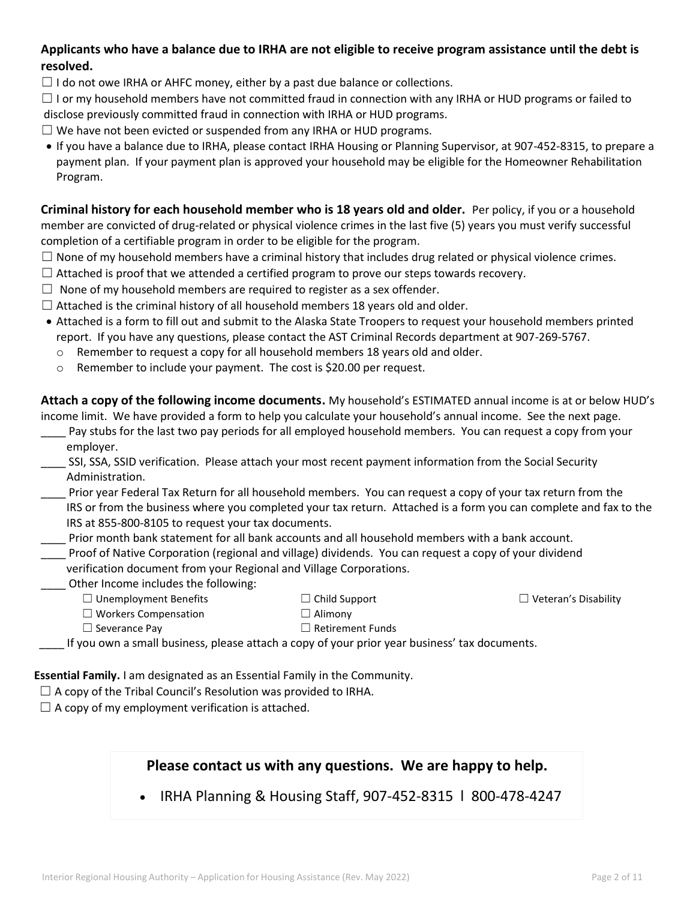**Applicants who have a balance due to IRHA are not eligible to receive program assistance until the debt is resolved.**

☐ I do not owe IRHA or AHFC money, either by a past due balance or collections.

☐ I or my household members have not committed fraud in connection with any IRHA or HUD programs or failed to disclose previously committed fraud in connection with IRHA or HUD programs.

☐ We have not been evicted or suspended from any IRHA or HUD programs.

- If you have a balance due to IRHA, please contact IRHA Housing or Planning Supervisor, at 907-452-8315, to prepare a payment plan. If your payment plan is approved your household may be eligible for the Homeowner Rehabilitation Program.

**Criminal history for each household member who is 18 years old and older.** Per policy, if you or a household member are convicted of drug-related or physical violence crimes in the last five (5) years you must verify successful completion of a certifiable program in order to be eligible for the program.

☐ None of my household members have a criminal history that includes drug related or physical violence crimes.

☐ Attached is proof that we attended a certified program to prove our steps towards recovery.

☐ None of my household members are required to register as a sex offender.

☐ Attached is the criminal history of all household members 18 years old and older.

- Attached is a form to fill out and submit to the Alaska State Troopers to request your household members printed report. If you have any questions, please contact the AST Criminal Records department at 907-269-5767.
  - Remember to request a copy for all household members 18 years old and older.
  - Remember to include your payment. The cost is $20.00 per request.

**Attach a copy of the following income documents.** My household's ESTIMATED annual income is at or below HUD's income limit. We have provided a form to help you calculate your household's annual income. See the next page.

____ Pay stubs for the last two pay periods for all employed household members. You can request a copy from your employer.

____ SSI, SSA, SSID verification. Please attach your most recent payment information from the Social Security Administration.

____ Prior year Federal Tax Return for all household members. You can request a copy of your tax return from the IRS or from the business where you completed your tax return. Attached is a form you can complete and fax to the IRS at 855-800-8105 to request your tax documents.

____ Prior month bank statement for all bank accounts and all household members with a bank account.

____ Proof of Native Corporation (regional and village) dividends. You can request a copy of your dividend verification document from your Regional and Village Corporations.

____ Other Income includes the following:

☐ Unemployment Benefits
☐ Workers Compensation
☐ Severance Pay
☐ Child Support
☐ Alimony
☐ Retirement Funds
☐ Veteran's Disability

____ If you own a small business, please attach a copy of your prior year business' tax documents.

**Essential Family.** I am designated as an Essential Family in the Community.

☐ A copy of the Tribal Council's Resolution was provided to IRHA.

☐ A copy of my employment verification is attached.

**Please contact us with any questions. We are happy to help.**

- IRHA Planning & Housing Staff, 907-452-8315 l 800-478-4247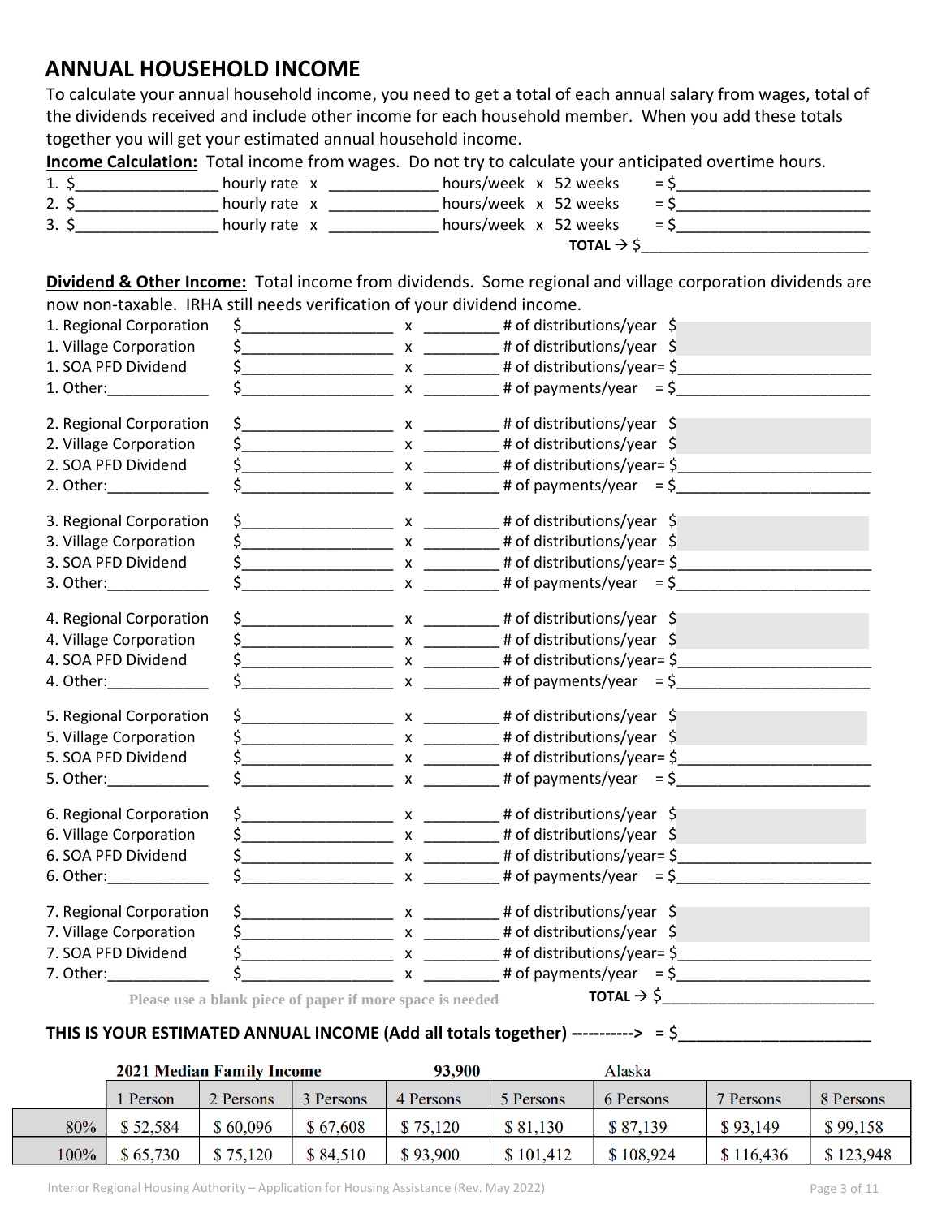## ANNUAL HOUSEHOLD INCOME

To calculate your annual household income, you need to get a total of each annual salary from wages, total of the dividends received and include other income for each household member. When you add these totals together you will get your estimated annual household income.

**Income Calculation:** Total income from wages. Do not try to calculate your anticipated overtime hours.

1. $________________ hourly rate x ____________ hours/week x 52 weeks = $______________________
2. $________________ hourly rate x ____________ hours/week x 52 weeks = $______________________
3. $________________ hourly rate x ____________ hours/week x 52 weeks = $______________________

**TOTAL →** $__________________________

**Dividend & Other Income:** Total income from dividends. Some regional and village corporation dividends are now non-taxable. IRHA still needs verification of your dividend income.

1. Regional Corporation $_________________ x _________ # of distributions/year $
1. Village Corporation $_________________ x _________ # of distributions/year $
1. SOA PFD Dividend $_________________ x _________ # of distributions/year= $______________________
1. Other:____________ $_________________ x _________ # of payments/year = $______________________

2. Regional Corporation $_________________ x _________ # of distributions/year $
2. Village Corporation $_________________ x _________ # of distributions/year $
2. SOA PFD Dividend $_________________ x _________ # of distributions/year= $______________________
2. Other:____________ $_________________ x _________ # of payments/year = $______________________

3. Regional Corporation $_________________ x _________ # of distributions/year $
3. Village Corporation $_________________ x _________ # of distributions/year $
3. SOA PFD Dividend $_________________ x _________ # of distributions/year= $______________________
3. Other:____________ $_________________ x _________ # of payments/year = $______________________

4. Regional Corporation $_________________ x _________ # of distributions/year $
4. Village Corporation $_________________ x _________ # of distributions/year $
4. SOA PFD Dividend $_________________ x _________ # of distributions/year= $______________________
4. Other:____________ $_________________ x _________ # of payments/year = $______________________

5. Regional Corporation $_________________ x _________ # of distributions/year $
5. Village Corporation $_________________ x _________ # of distributions/year $
5. SOA PFD Dividend $_________________ x _________ # of distributions/year= $______________________
5. Other:____________ $_________________ x _________ # of payments/year = $______________________

6. Regional Corporation $_________________ x _________ # of distributions/year $
6. Village Corporation $_________________ x _________ # of distributions/year $
6. SOA PFD Dividend $_________________ x _________ # of distributions/year= $______________________
6. Other:____________ $_________________ x _________ # of payments/year = $______________________

7. Regional Corporation $_________________ x _________ # of distributions/year $
7. Village Corporation $_________________ x _________ # of distributions/year $
7. SOA PFD Dividend $_________________ x _________ # of distributions/year= $______________________
7. Other:____________ $_________________ x _________ # of payments/year = $______________________

Please use a blank piece of paper if more space is needed

**TOTAL →** $________________________

**THIS IS YOUR ESTIMATED ANNUAL INCOME (Add all totals together) ----------->** = $______________________

| 2021 Median Family Income | | | 93,900 | | Alaska | | | |
|---|---|---|---|---|---|---|---|---|
| | 1 Person | 2 Persons | 3 Persons | 4 Persons | 5 Persons | 6 Persons | 7 Persons | 8 Persons |
| 80% | $ 52,584 | $ 60,096 | $ 67,608 | $ 75,120 | $ 81,130 | $ 87,139 | $ 93,149 | $ 99,158 |
| 100% | $ 65,730 | $ 75,120 | $ 84,510 | $ 93,900 | $ 101,412 | $ 108,924 | $ 116,436 | $ 123,948 |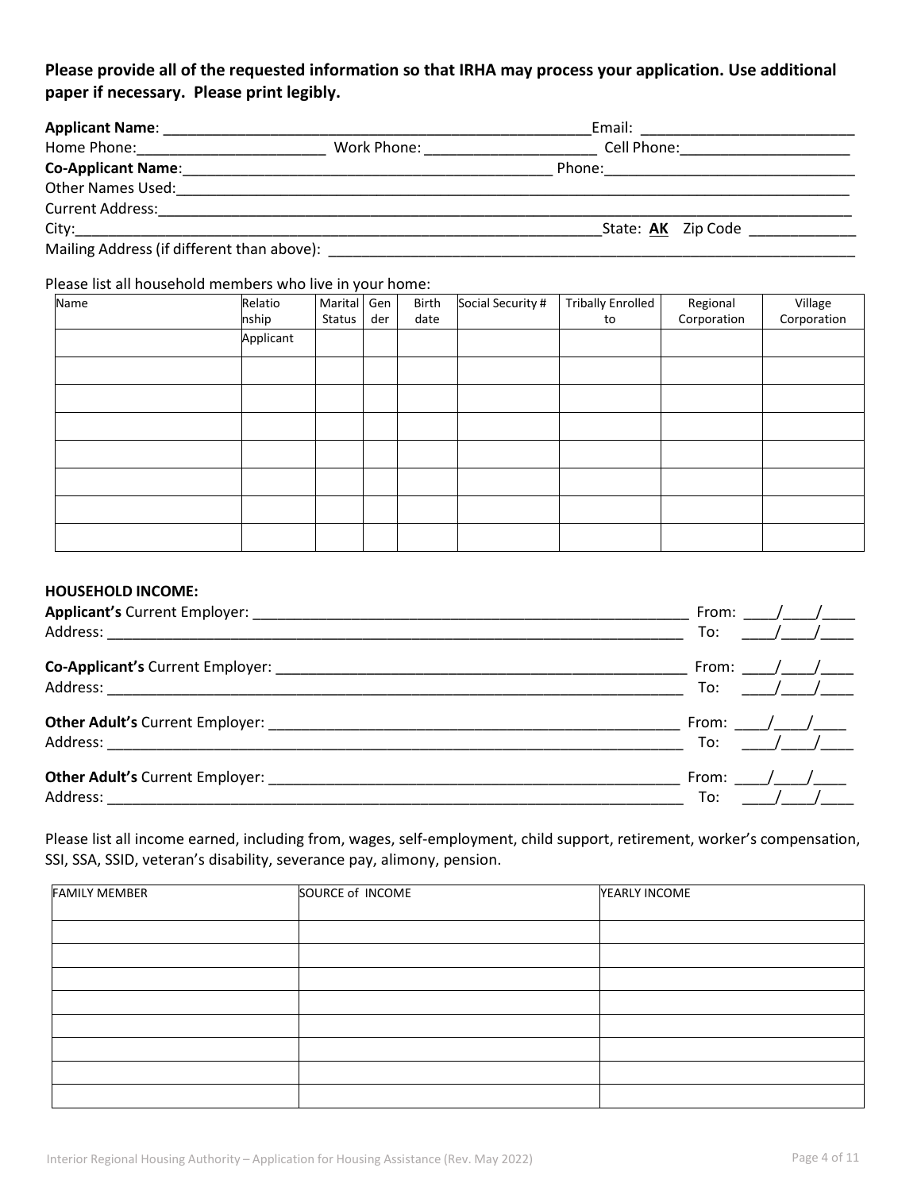**Please provide all of the requested information so that IRHA may process your application. Use additional paper if necessary. Please print legibly.**

**Applicant Name**: ________________________________________________ Email: ________________________

Home Phone: ______________________ Work Phone: ____________________ Cell Phone: ____________________

**Co-Applicant Name**: ____________________________________________ Phone: ____________________________

Other Names Used: ________________________________________________________________________________

Current Address: _________________________________________________________________________________

City: ____________________________________________________________ State: **AK** Zip Code ____________

Mailing Address (if different than above): ________________________________________________________

Please list all household members who live in your home:

| Name | Relationship | Marital Status | Gender | Birth date | Social Security # | Tribally Enrolled to | Regional Corporation | Village Corporation |
|---|---|---|---|---|---|---|---|---|
| | Applicant | | | | | | | |
| | | | | | | | | |
| | | | | | | | | |
| | | | | | | | | |
| | | | | | | | | |
| | | | | | | | | |
| | | | | | | | | |
| | | | | | | | | |

**HOUSEHOLD INCOME:**

**Applicant's** Current Employer: ___________________________________________________ From: ____/____/____
Address: _________________________________________________________________________ To: ____/____/____

**Co-Applicant's** Current Employer: ________________________________________________ From: ____/____/____
Address: _________________________________________________________________________ To: ____/____/____

**Other Adult's** Current Employer: _________________________________________________ From: ____/____/____
Address: _________________________________________________________________________ To: ____/____/____

**Other Adult's** Current Employer: _________________________________________________ From: ____/____/____
Address: _________________________________________________________________________ To: ____/____/____

Please list all income earned, including from, wages, self-employment, child support, retirement, worker's compensation, SSI, SSA, SSID, veteran's disability, severance pay, alimony, pension.

| FAMILY MEMBER | SOURCE of INCOME | YEARLY INCOME |
|---|---|---|
| | | |
| | | |
| | | |
| | | |
| | | |
| | | |
| | | |
| | | |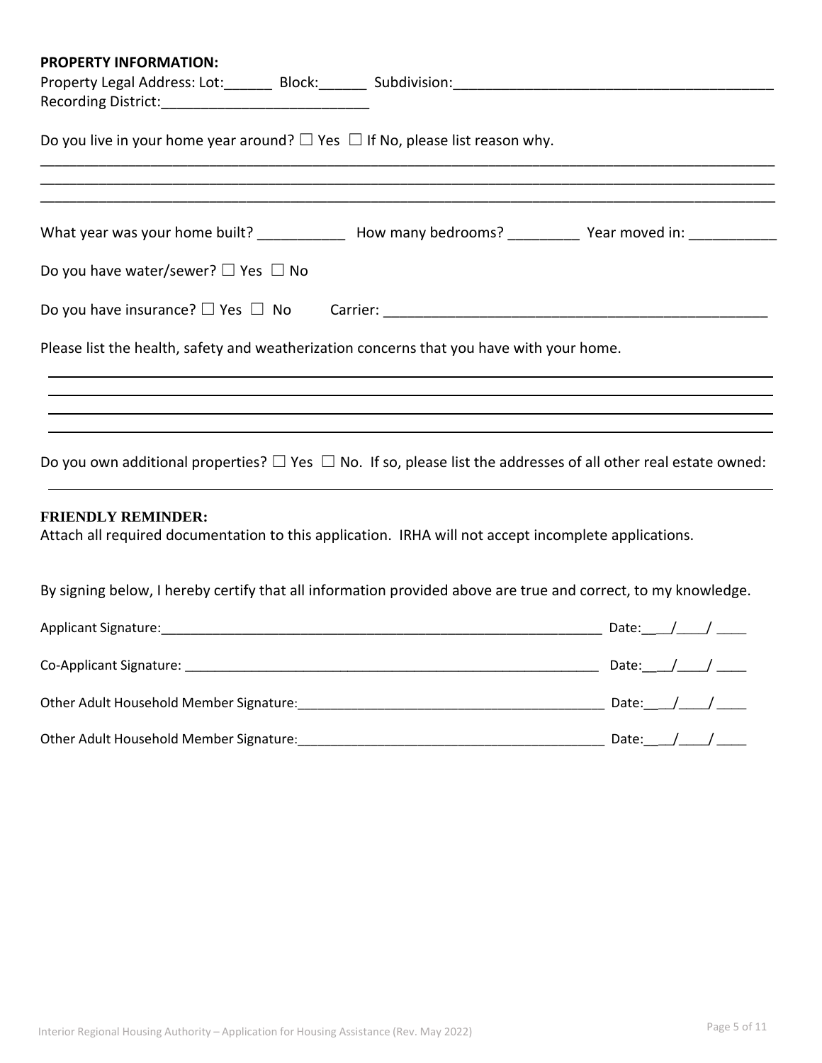**PROPERTY INFORMATION:**

Property Legal Address: Lot:______ Block:______ Subdivision:________________________________________

Recording District:__________________________

Do you live in your home year around? ☐ Yes ☐ If No, please list reason why.

_______________________________________________________________________________________________

_______________________________________________________________________________________________

_______________________________________________________________________________________________

What year was your home built? ___________ How many bedrooms? _________ Year moved in: ___________

Do you have water/sewer? ☐ Yes ☐ No

Do you have insurance? ☐ Yes ☐ No Carrier: __________________________________________________

Please list the health, safety and weatherization concerns that you have with your home.

_______________________________________________________________________________________________

_______________________________________________________________________________________________

_______________________________________________________________________________________________

_______________________________________________________________________________________________

Do you own additional properties? ☐ Yes ☐ No. If so, please list the addresses of all other real estate owned:

_______________________________________________________________________________________________

**FRIENDLY REMINDER:**

Attach all required documentation to this application. IRHA will not accept incomplete applications.

By signing below, I hereby certify that all information provided above are true and correct, to my knowledge.

Applicant Signature:_____________________________________________________________ Date:___/____/ ____

Co-Applicant Signature: __________________________________________________________ Date:___/____/ ____

Other Adult Household Member Signature:__________________________________________ Date:___/____/ ____

Other Adult Household Member Signature:__________________________________________ Date:___/____/ ____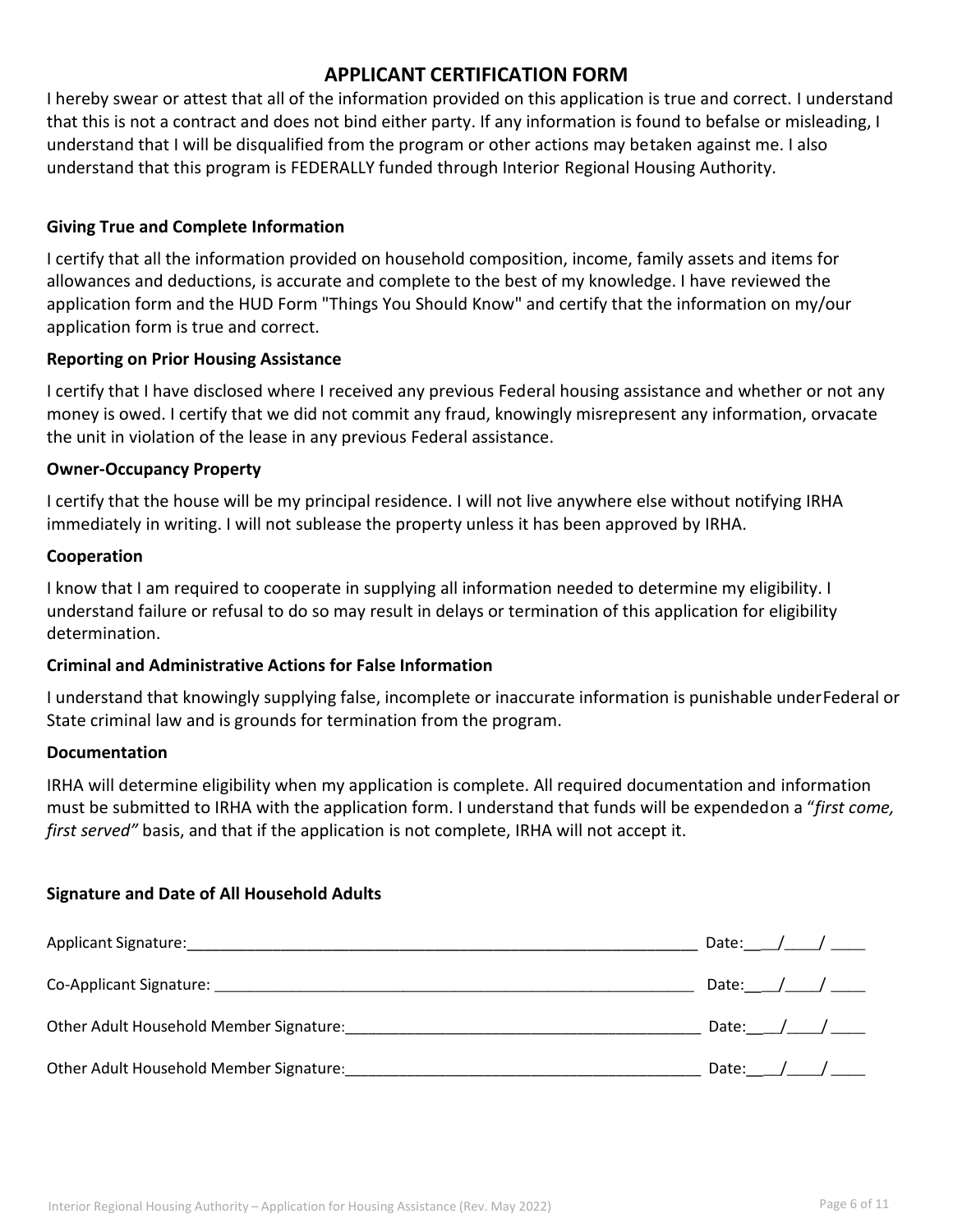# APPLICANT CERTIFICATION FORM

I hereby swear or attest that all of the information provided on this application is true and correct. I understand that this is not a contract and does not bind either party. If any information is found to befalse or misleading, I understand that I will be disqualified from the program or other actions may betaken against me. I also understand that this program is FEDERALLY funded through Interior Regional Housing Authority.

### Giving True and Complete Information

I certify that all the information provided on household composition, income, family assets and items for allowances and deductions, is accurate and complete to the best of my knowledge. I have reviewed the application form and the HUD Form "Things You Should Know" and certify that the information on my/our application form is true and correct.

### Reporting on Prior Housing Assistance

I certify that I have disclosed where I received any previous Federal housing assistance and whether or not any money is owed. I certify that we did not commit any fraud, knowingly misrepresent any information, orvacate the unit in violation of the lease in any previous Federal assistance.

### Owner-Occupancy Property

I certify that the house will be my principal residence. I will not live anywhere else without notifying IRHA immediately in writing. I will not sublease the property unless it has been approved by IRHA.

### Cooperation

I know that I am required to cooperate in supplying all information needed to determine my eligibility. I understand failure or refusal to do so may result in delays or termination of this application for eligibility determination.

### Criminal and Administrative Actions for False Information

I understand that knowingly supplying false, incomplete or inaccurate information is punishable underFederal or State criminal law and is grounds for termination from the program.

### Documentation

IRHA will determine eligibility when my application is complete. All required documentation and information must be submitted to IRHA with the application form. I understand that funds will be expendedon a "*first come, first served"* basis, and that if the application is not complete, IRHA will not accept it.

### Signature and Date of All Household Adults

Applicant Signature:______________________________________________________________ Date:___/____/ ____

Co-Applicant Signature: ___________________________________________________________ Date:___/____/ ____

Other Adult Household Member Signature:_________________________________________ Date:___/____/ ____

Other Adult Household Member Signature:_________________________________________ Date:___/____/ ____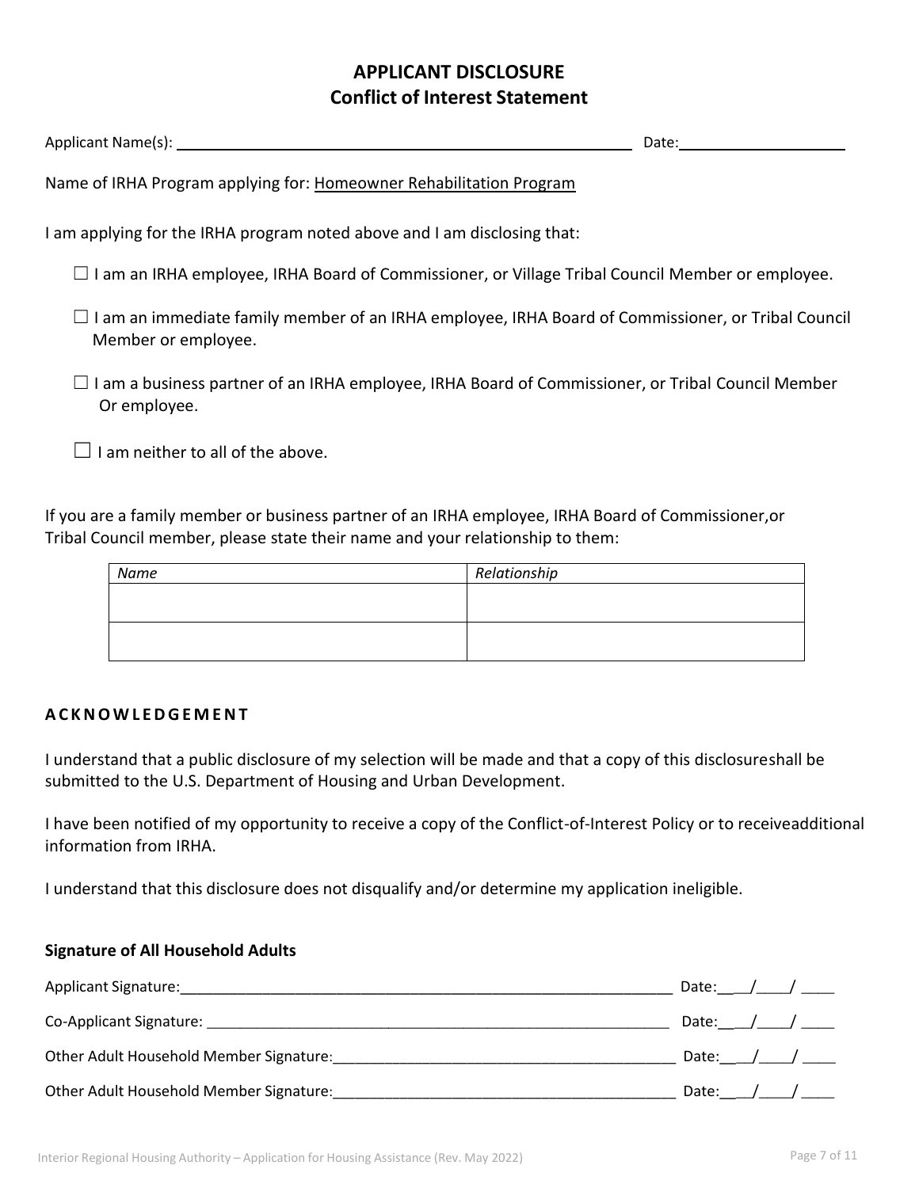# APPLICANT DISCLOSURE
## Conflict of Interest Statement

Applicant Name(s): ________________________________________ Date: ____________________

Name of IRHA Program applying for: Homeowner Rehabilitation Program

I am applying for the IRHA program noted above and I am disclosing that:

☐ I am an IRHA employee, IRHA Board of Commissioner, or Village Tribal Council Member or employee.

☐ I am an immediate family member of an IRHA employee, IRHA Board of Commissioner, or Tribal Council Member or employee.

☐ I am a business partner of an IRHA employee, IRHA Board of Commissioner, or Tribal Council Member Or employee.

☐ I am neither to all of the above.

If you are a family member or business partner of an IRHA employee, IRHA Board of Commissioner,or Tribal Council member, please state their name and your relationship to them:

| *Name* | *Relationship* |
|---|---|
| | |
| | |

### ACKNOWLEDGEMENT

I understand that a public disclosure of my selection will be made and that a copy of this disclosureshall be submitted to the U.S. Department of Housing and Urban Development.

I have been notified of my opportunity to receive a copy of the Conflict-of-Interest Policy or to receiveadditional information from IRHA.

I understand that this disclosure does not disqualify and/or determine my application ineligible.

**Signature of All Household Adults**

Applicant Signature:________________________________________________ Date:___/____/ ____

Co-Applicant Signature: ____________________________________________ Date:___/____/ ____

Other Adult Household Member Signature:_______________________________ Date:___/____/ ____

Other Adult Household Member Signature:_______________________________ Date:___/____/ ____

Interior Regional Housing Authority – Application for Housing Assistance (Rev. May 2022)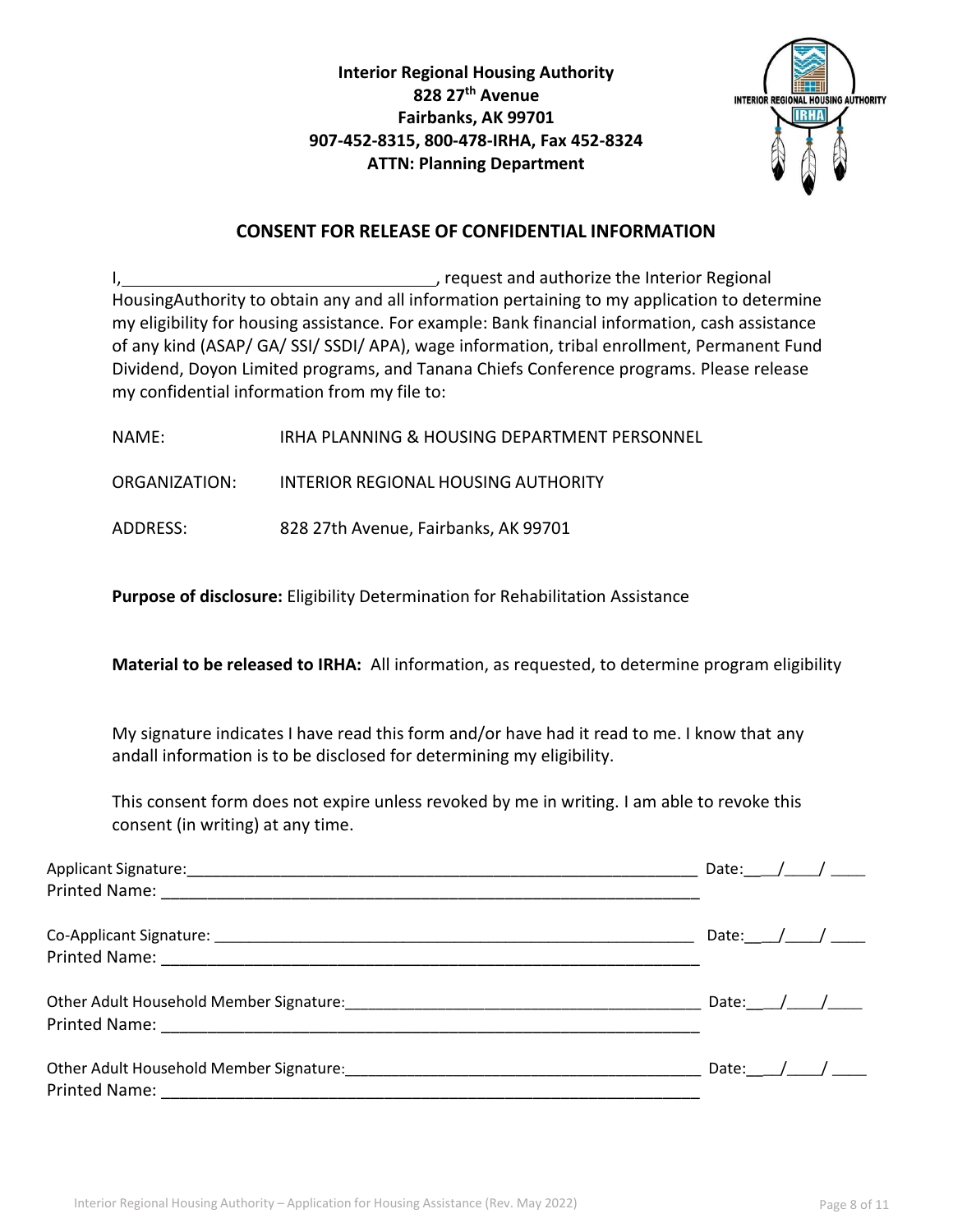**Interior Regional Housing Authority**
**828 27th Avenue**
**Fairbanks, AK 99701**
**907-452-8315, 800-478-IRHA, Fax 452-8324**
**ATTN: Planning Department**

## CONSENT FOR RELEASE OF CONFIDENTIAL INFORMATION

I,\_\_\_\_\_\_\_\_\_\_\_\_\_\_\_\_\_\_\_\_\_\_\_\_\_\_\_\_\_\_\_\_\_\_\_, request and authorize the Interior Regional HousingAuthority to obtain any and all information pertaining to my application to determine my eligibility for housing assistance. For example: Bank financial information, cash assistance of any kind (ASAP/ GA/ SSI/ SSDI/ APA), wage information, tribal enrollment, Permanent Fund Dividend, Doyon Limited programs, and Tanana Chiefs Conference programs. Please release my confidential information from my file to:

NAME: IRHA PLANNING & HOUSING DEPARTMENT PERSONNEL

ORGANIZATION: INTERIOR REGIONAL HOUSING AUTHORITY

ADDRESS: 828 27th Avenue, Fairbanks, AK 99701

**Purpose of disclosure:** Eligibility Determination for Rehabilitation Assistance

**Material to be released to IRHA:** All information, as requested, to determine program eligibility

My signature indicates I have read this form and/or have had it read to me. I know that any andall information is to be disclosed for determining my eligibility.

This consent form does not expire unless revoked by me in writing. I am able to revoke this consent (in writing) at any time.

Applicant Signature:\_\_\_\_\_\_\_\_\_\_\_\_\_\_\_\_\_\_\_\_\_\_\_\_\_\_\_\_\_\_\_\_\_\_\_\_\_\_\_\_\_\_\_\_\_\_\_\_\_\_\_\_\_\_\_\_\_\_\_\_ Date:\_\_\_/\_\_\_\_/ \_\_\_\_
Printed Name: \_\_\_\_\_\_\_\_\_\_\_\_\_\_\_\_\_\_\_\_\_\_\_\_\_\_\_\_\_\_\_\_\_\_\_\_\_\_\_\_\_\_\_\_\_\_\_\_\_\_\_\_\_\_\_\_\_\_\_\_\_\_

Co-Applicant Signature: \_\_\_\_\_\_\_\_\_\_\_\_\_\_\_\_\_\_\_\_\_\_\_\_\_\_\_\_\_\_\_\_\_\_\_\_\_\_\_\_\_\_\_\_\_\_\_\_\_\_\_\_\_\_\_\_\_\_ Date:\_\_\_/\_\_\_\_/ \_\_\_\_
Printed Name: \_\_\_\_\_\_\_\_\_\_\_\_\_\_\_\_\_\_\_\_\_\_\_\_\_\_\_\_\_\_\_\_\_\_\_\_\_\_\_\_\_\_\_\_\_\_\_\_\_\_\_\_\_\_\_\_\_\_\_\_\_\_

Other Adult Household Member Signature:\_\_\_\_\_\_\_\_\_\_\_\_\_\_\_\_\_\_\_\_\_\_\_\_\_\_\_\_\_\_\_\_\_\_\_\_\_\_\_\_\_\_ Date:\_\_\_/\_\_\_\_/\_\_\_\_
Printed Name: \_\_\_\_\_\_\_\_\_\_\_\_\_\_\_\_\_\_\_\_\_\_\_\_\_\_\_\_\_\_\_\_\_\_\_\_\_\_\_\_\_\_\_\_\_\_\_\_\_\_\_\_\_\_\_\_\_\_\_\_\_\_

Other Adult Household Member Signature:\_\_\_\_\_\_\_\_\_\_\_\_\_\_\_\_\_\_\_\_\_\_\_\_\_\_\_\_\_\_\_\_\_\_\_\_\_\_\_\_\_\_ Date:\_\_\_/\_\_\_\_/ \_\_\_\_
Printed Name: \_\_\_\_\_\_\_\_\_\_\_\_\_\_\_\_\_\_\_\_\_\_\_\_\_\_\_\_\_\_\_\_\_\_\_\_\_\_\_\_\_\_\_\_\_\_\_\_\_\_\_\_\_\_\_\_\_\_\_\_\_\_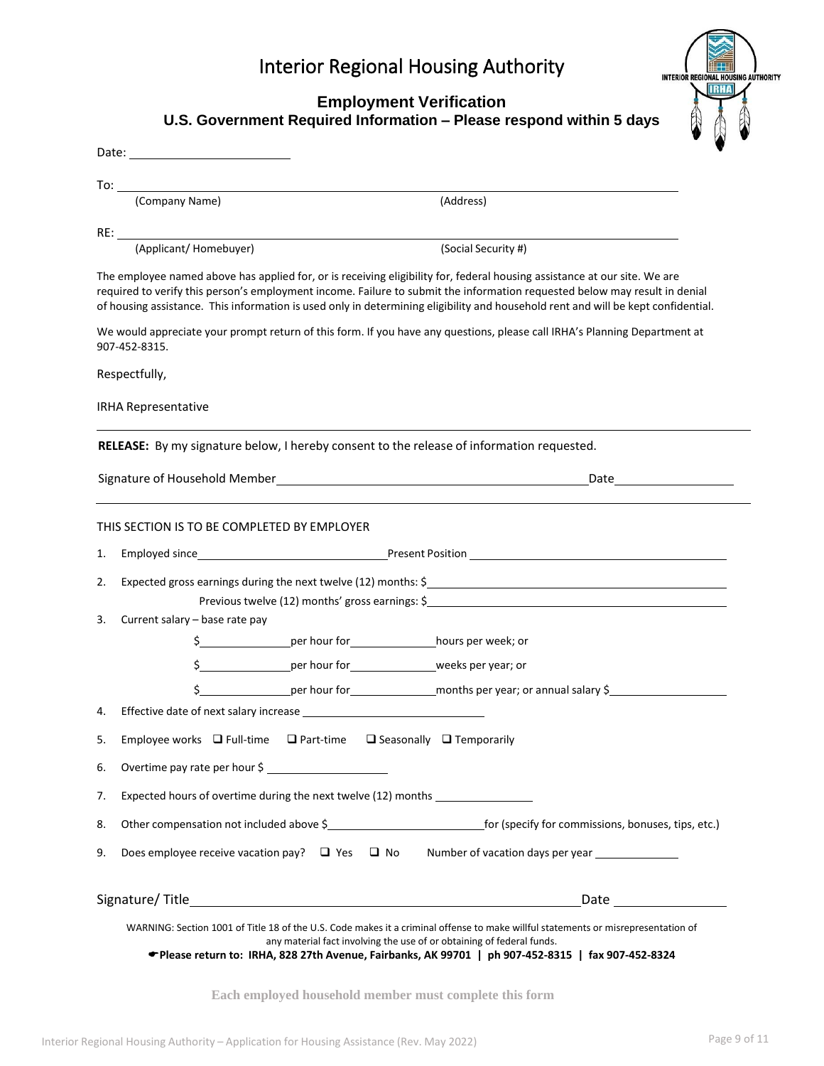# Interior Regional Housing Authority

## Employment Verification

### U.S. Government Required Information – Please respond within 5 days

Date: ______________________

To: ______________________________________________________________________
(Company Name) (Address)

RE: ______________________________________________________________________
(Applicant/ Homebuyer) (Social Security #)

The employee named above has applied for, or is receiving eligibility for, federal housing assistance at our site. We are required to verify this person's employment income. Failure to submit the information requested below may result in denial of housing assistance. This information is used only in determining eligibility and household rent and will be kept confidential.

We would appreciate your prompt return of this form. If you have any questions, please call IRHA's Planning Department at 907-452-8315.

Respectfully,

IRHA Representative

---

**RELEASE:** By my signature below, I hereby consent to the release of information requested.

Signature of Household Member ______________________________________ Date ______________

---

THIS SECTION IS TO BE COMPLETED BY EMPLOYER

1. Employed since ______________________ Present Position ______________________________
2. Expected gross earnings during the next twelve (12) months: $ ______________________________
   Previous twelve (12) months' gross earnings: $ ______________________________
3. Current salary – base rate pay
   $ ____________ per hour for ____________ hours per week; or
   $ ____________ per hour for ____________ weeks per year; or
   $ ____________ per hour for ____________ months per year; or annual salary $ ______________
4. Effective date of next salary increase ______________________
5. Employee works ❑ Full-time ❑ Part-time ❑ Seasonally ❑ Temporarily
6. Overtime pay rate per hour $ ______________
7. Expected hours of overtime during the next twelve (12) months ____________
8. Other compensation not included above $ ____________________ for (specify for commissions, bonuses, tips, etc.)
9. Does employee receive vacation pay? ❑ Yes ❑ No Number of vacation days per year ____________

Signature/ Title ______________________________________________ Date ______________

WARNING: Section 1001 of Title 18 of the U.S. Code makes it a criminal offense to make willful statements or misrepresentation of any material fact involving the use of or obtaining of federal funds.

☛**Please return to: IRHA, 828 27th Avenue, Fairbanks, AK 99701 | ph 907-452-8315 | fax 907-452-8324**

**Each employed household member must complete this form**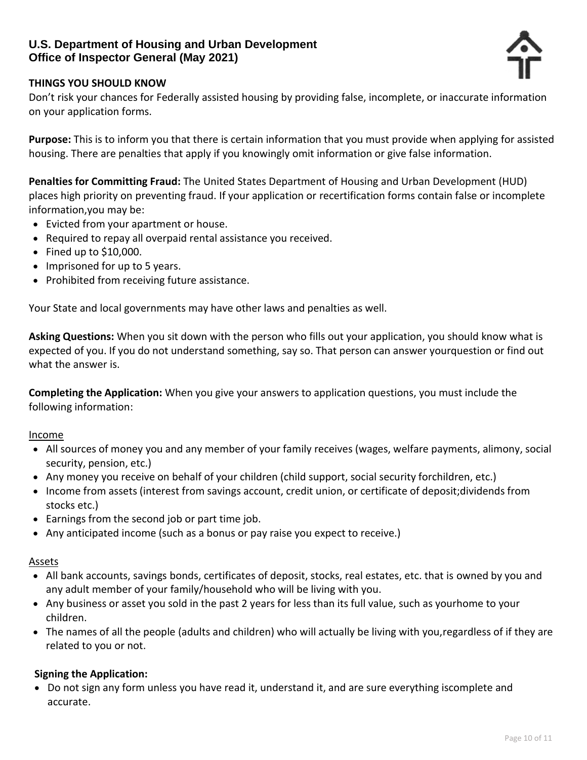**U.S. Department of Housing and Urban Development**
**Office of Inspector General (May 2021)**

**THINGS YOU SHOULD KNOW**

Don't risk your chances for Federally assisted housing by providing false, incomplete, or inaccurate information on your application forms.

**Purpose:** This is to inform you that there is certain information that you must provide when applying for assisted housing. There are penalties that apply if you knowingly omit information or give false information.

**Penalties for Committing Fraud:** The United States Department of Housing and Urban Development (HUD) places high priority on preventing fraud. If your application or recertification forms contain false or incomplete information,you may be:

- Evicted from your apartment or house.
- Required to repay all overpaid rental assistance you received.
- Fined up to $10,000.
- Imprisoned for up to 5 years.
- Prohibited from receiving future assistance.

Your State and local governments may have other laws and penalties as well.

**Asking Questions:** When you sit down with the person who fills out your application, you should know what is expected of you. If you do not understand something, say so. That person can answer yourquestion or find out what the answer is.

**Completing the Application:** When you give your answers to application questions, you must include the following information:

Income

- All sources of money you and any member of your family receives (wages, welfare payments, alimony, social security, pension, etc.)
- Any money you receive on behalf of your children (child support, social security forchildren, etc.)
- Income from assets (interest from savings account, credit union, or certificate of deposit;dividends from stocks etc.)
- Earnings from the second job or part time job.
- Any anticipated income (such as a bonus or pay raise you expect to receive.)

Assets

- All bank accounts, savings bonds, certificates of deposit, stocks, real estates, etc. that is owned by you and any adult member of your family/household who will be living with you.
- Any business or asset you sold in the past 2 years for less than its full value, such as yourhome to your children.
- The names of all the people (adults and children) who will actually be living with you,regardless of if they are related to you or not.

**Signing the Application:**

- Do not sign any form unless you have read it, understand it, and are sure everything iscomplete and accurate.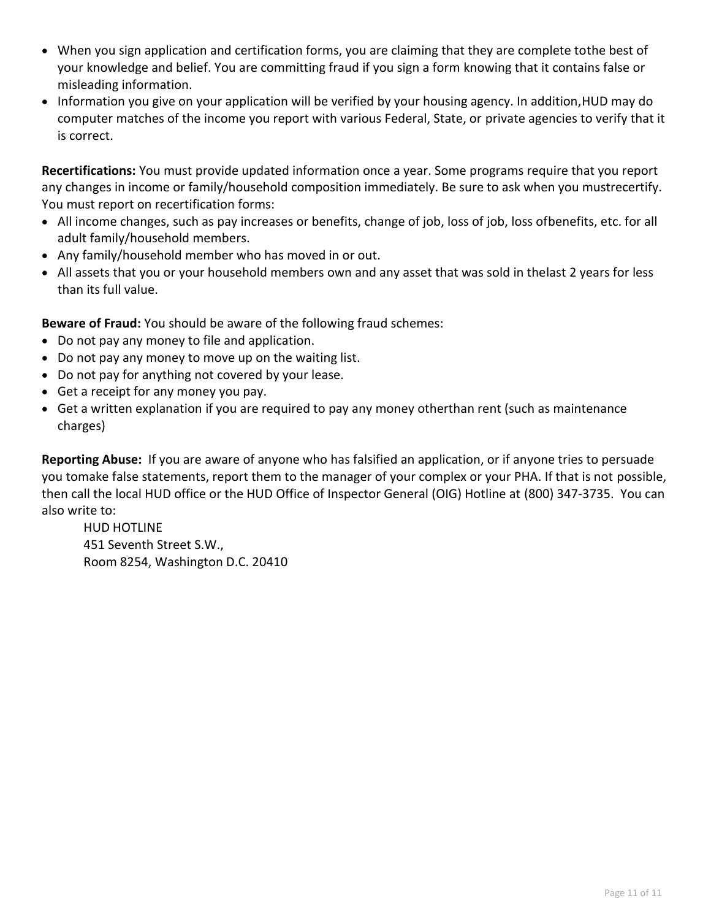- When you sign application and certification forms, you are claiming that they are complete tothe best of your knowledge and belief. You are committing fraud if you sign a form knowing that it contains false or misleading information.
- Information you give on your application will be verified by your housing agency. In addition,HUD may do computer matches of the income you report with various Federal, State, or private agencies to verify that it is correct.

**Recertifications:** You must provide updated information once a year. Some programs require that you report any changes in income or family/household composition immediately. Be sure to ask when you mustrecertify. You must report on recertification forms:

- All income changes, such as pay increases or benefits, change of job, loss of job, loss ofbenefits, etc. for all adult family/household members.
- Any family/household member who has moved in or out.
- All assets that you or your household members own and any asset that was sold in thelast 2 years for less than its full value.

**Beware of Fraud:** You should be aware of the following fraud schemes:

- Do not pay any money to file and application.
- Do not pay any money to move up on the waiting list.
- Do not pay for anything not covered by your lease.
- Get a receipt for any money you pay.
- Get a written explanation if you are required to pay any money otherthan rent (such as maintenance charges)

**Reporting Abuse:** If you are aware of anyone who has falsified an application, or if anyone tries to persuade you tomake false statements, report them to the manager of your complex or your PHA. If that is not possible, then call the local HUD office or the HUD Office of Inspector General (OIG) Hotline at (800) 347-3735. You can also write to:

HUD HOTLINE
451 Seventh Street S.W.,
Room 8254, Washington D.C. 20410